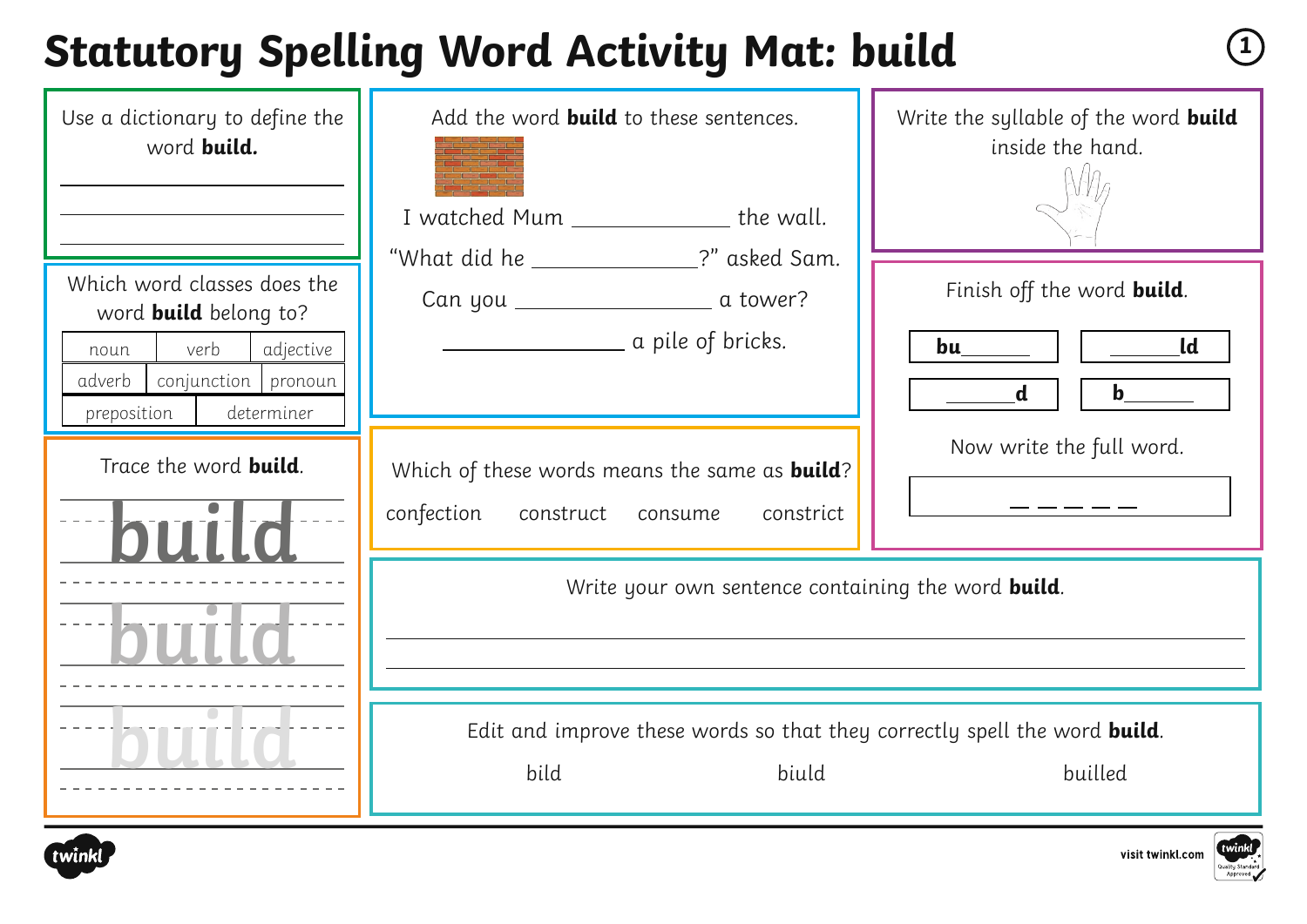# Statutory Spelling Word Activity Mat: build

Use a dictionary to define the word **build.**

___________________________

___________________________

___________________________

Which word classes does the word **build** belong to?

| noun | verb | adjective |
|---|---|---|
| adverb | conjunction | pronoun |
| preposition | determiner | |

Trace the word **build**.

build

build

build

Add the word **build** to these sentences.

I watched Mum ____________ the wall.

"What did he ____________?" asked Sam.

Can you ____________ a tower?

____________ a pile of bricks.

Which of these words means the same as **build**?

confection    construct    consume    constrict

Write the syllable of the word **build** inside the hand.

Finish off the word **build**.

| **bu**_____ | _____**ld** |
|---|---|
| _____**d** | **b**_____ |

Now write the full word.

_ _ _ _ _

Write your own sentence containing the word **build**.

___________________________

___________________________

Edit and improve these words so that they correctly spell the word **build**.

bild    biuld    builled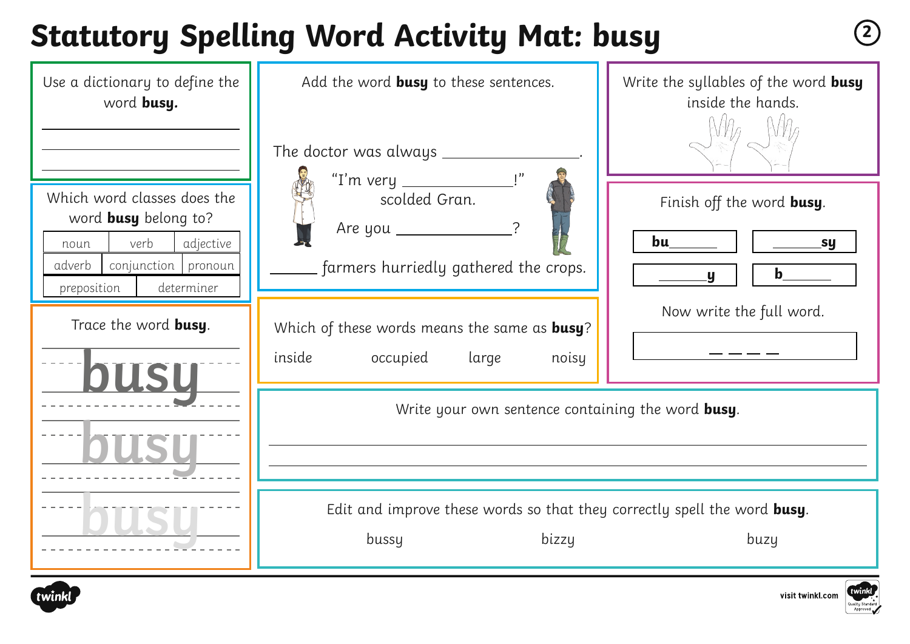# Statutory Spelling Word Activity Mat: busy

Use a dictionary to define the word **busy.**

\_\_\_\_\_\_\_\_\_\_\_\_\_\_\_\_\_\_\_\_\_\_\_\_

\_\_\_\_\_\_\_\_\_\_\_\_\_\_\_\_\_\_\_\_\_\_\_\_

\_\_\_\_\_\_\_\_\_\_\_\_\_\_\_\_\_\_\_\_\_\_\_\_

Which word classes does the word **busy** belong to?

| noun | verb | adjective |
|---|---|---|
| adverb | conjunction | pronoun |
| preposition | determiner | |

Trace the word **busy**.

busy

busy

busy

Add the word **busy** to these sentences.

The doctor was always \_\_\_\_\_\_\_\_\_\_\_\_\_\_\_\_.

"I'm very \_\_\_\_\_\_\_\_\_\_\_\_\_!" scolded Gran.

Are you \_\_\_\_\_\_\_\_\_\_\_\_\_?

\_\_\_\_\_\_ farmers hurriedly gathered the crops.

Which of these words means the same as **busy**?

inside     occupied     large     noisy

Write the syllables of the word **busy** inside the hands.

Finish off the word **busy**.

| **bu**\_\_\_\_\_ | \_\_\_\_\_**sy** |
|---|---|
| \_\_\_\_\_**y** | **b**\_\_\_\_\_ |

Now write the full word.

\_ \_ \_ \_

Write your own sentence containing the word **busy**.

\_\_\_\_\_\_\_\_\_\_\_\_\_\_\_\_\_\_\_\_\_\_\_\_\_\_\_\_\_\_\_\_\_\_\_\_\_\_\_\_\_\_\_\_

\_\_\_\_\_\_\_\_\_\_\_\_\_\_\_\_\_\_\_\_\_\_\_\_\_\_\_\_\_\_\_\_\_\_\_\_\_\_\_\_\_\_\_\_

Edit and improve these words so that they correctly spell the word **busy**.

bussy     bizzy     buzy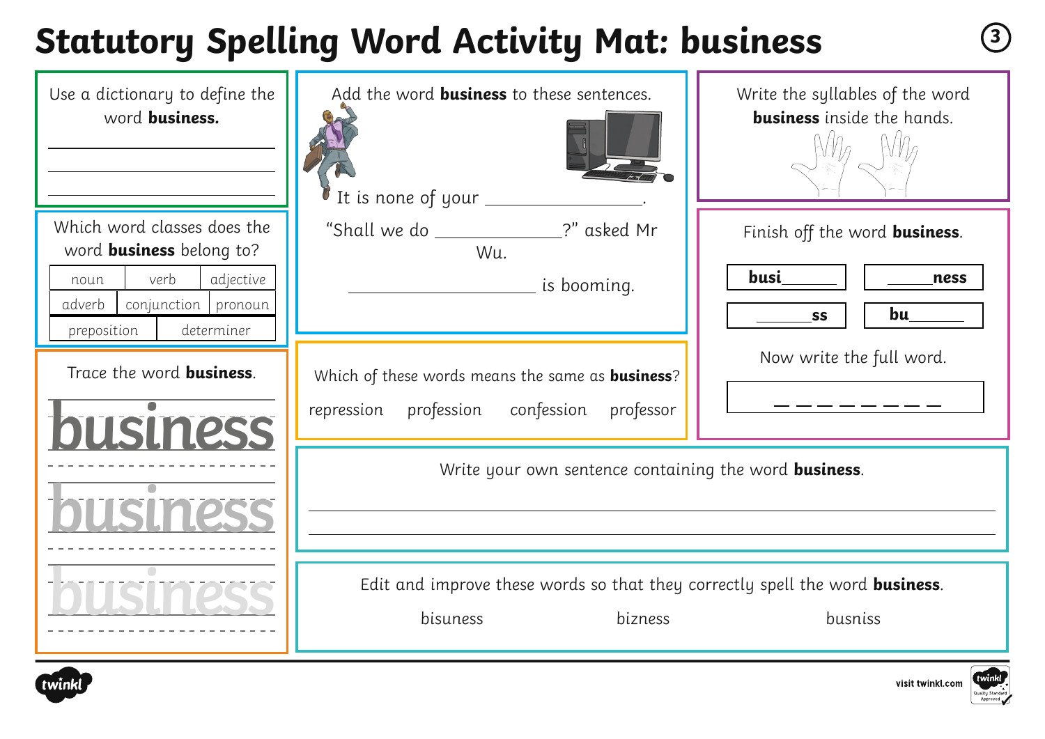# Statutory Spelling Word Activity Mat: business

Use a dictionary to define the word **business.**

\_\_\_\_\_\_\_\_\_\_\_\_\_\_\_\_\_\_\_\_

\_\_\_\_\_\_\_\_\_\_\_\_\_\_\_\_\_\_\_\_

\_\_\_\_\_\_\_\_\_\_\_\_\_\_\_\_\_\_\_\_

Add the word **business** to these sentences.

It is none of your \_\_\_\_\_\_\_\_\_\_\_\_\_\_\_\_.

"Shall we do \_\_\_\_\_\_\_\_\_\_\_\_\_?" asked Mr Wu.

\_\_\_\_\_\_\_\_\_\_\_\_\_\_\_\_\_\_\_ is booming.

Write the syllables of the word **business** inside the hands.

Which word classes does the word **business** belong to?

| noun | verb | adjective |
|---|---|---|
| adverb | conjunction | pronoun |
| preposition | determiner | |

Finish off the word **business**.

| **busi**\_\_\_\_\_\_ | \_\_\_\_\_**ness** |
|---|---|
| \_\_\_\_\_\_**ss** | **bu**\_\_\_\_\_\_ |

Now write the full word.

\_ \_ \_ \_ \_ \_ \_ \_

Trace the word **business**.

business

business

business

Which of these words means the same as **business**?

repression profession confession professor

Write your own sentence containing the word **business**.

\_\_\_\_\_\_\_\_\_\_\_\_\_\_\_\_\_\_\_\_\_\_\_\_\_\_\_\_\_\_\_\_\_\_\_\_\_\_\_\_

\_\_\_\_\_\_\_\_\_\_\_\_\_\_\_\_\_\_\_\_\_\_\_\_\_\_\_\_\_\_\_\_\_\_\_\_\_\_\_\_

Edit and improve these words so that they correctly spell the word **business**.

bisuness bizness busniss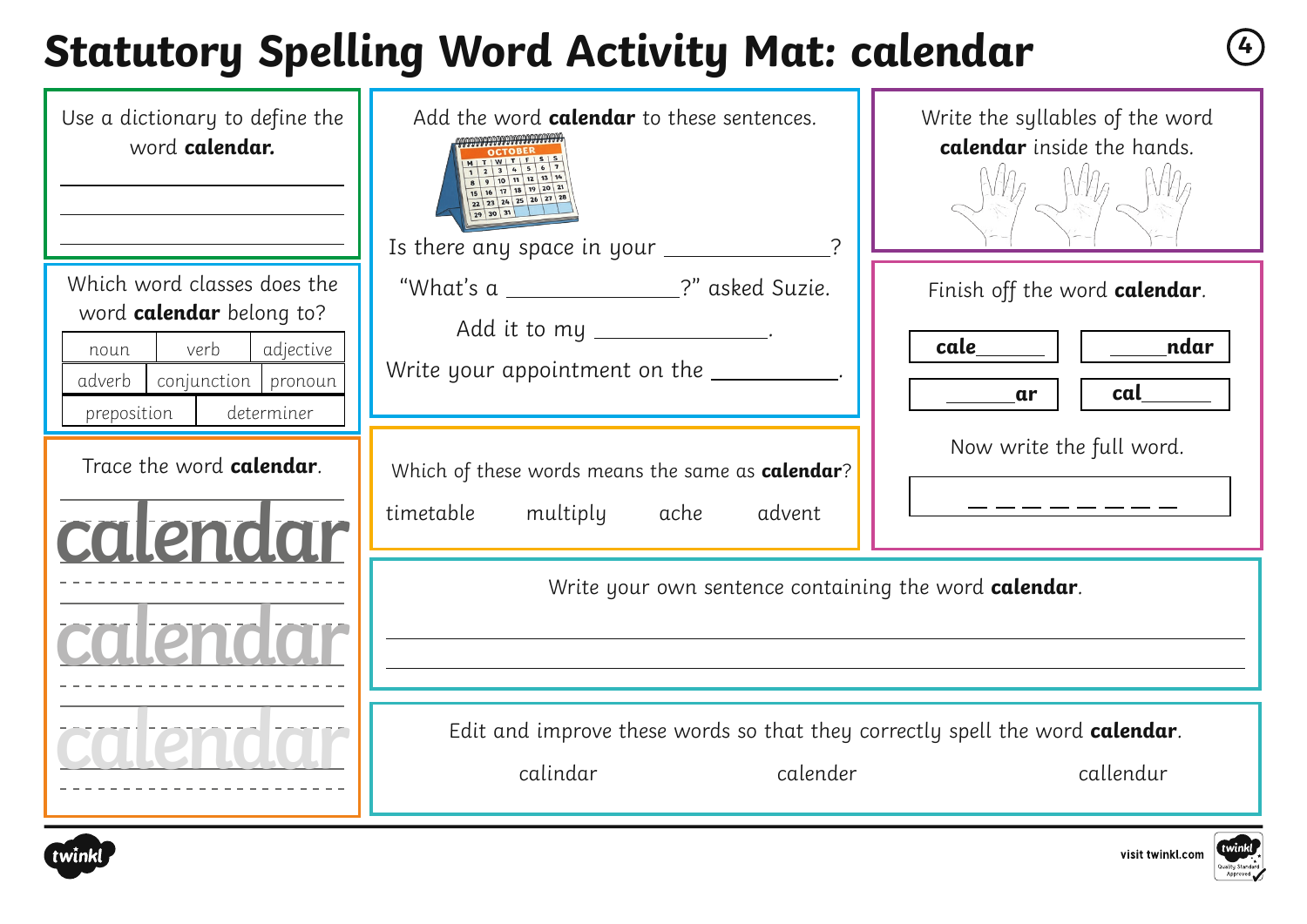# Statutory Spelling Word Activity Mat: calendar

Use a dictionary to define the word **calendar.**

_______________

_______________

_______________

Which word classes does the word **calendar** belong to?

| noun | verb | adjective |
|---|---|---|
| adverb | conjunction | pronoun |
| preposition | determiner | |

Trace the word **calendar**.

calendar

calendar

calendar

Add the word **calendar** to these sentences.

Is there any space in your _______________?

"What's a _______________?" asked Suzie.

Add it to my _______________.

Write your appointment on the ___________.

Which of these words means the same as **calendar**?

timetable multiply ache advent

Write the syllables of the word **calendar** inside the hands.

Finish off the word **calendar**.

| **cale**______ | ______**ndar** |
|---|---|
| ______**ar** | **cal**______ |

Now write the full word.

_ _ _ _ _ _ _ _

Write your own sentence containing the word **calendar**.

_______________

_______________

Edit and improve these words so that they correctly spell the word **calendar**.

calindar calender callendur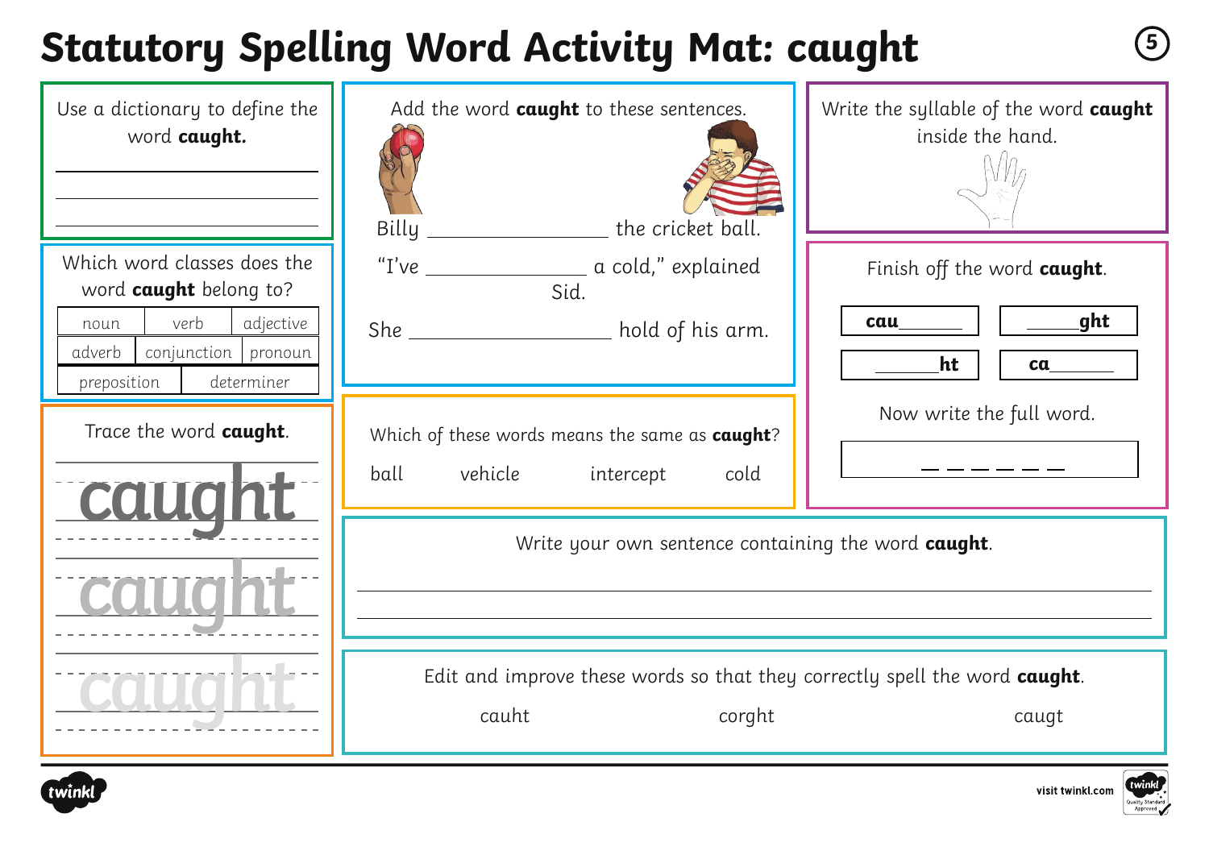# Statutory Spelling Word Activity Mat: caught

Use a dictionary to define the word **caught.**

\_\_\_\_\_\_\_\_\_\_\_\_\_\_\_\_\_\_\_\_

\_\_\_\_\_\_\_\_\_\_\_\_\_\_\_\_\_\_\_\_

\_\_\_\_\_\_\_\_\_\_\_\_\_\_\_\_\_\_\_\_

Add the word **caught** to these sentences.

Billy \_\_\_\_\_\_\_\_\_\_\_\_\_\_\_\_ the cricket ball.

"I've \_\_\_\_\_\_\_\_\_\_\_\_\_\_\_\_ a cold," explained Sid.

She \_\_\_\_\_\_\_\_\_\_\_\_\_\_\_\_ hold of his arm.

Write the syllable of the word **caught** inside the hand.

Which word classes does the word **caught** belong to?

| | | |
|---|---|---|
| noun | verb | adjective |
| adverb | conjunction | pronoun |
| preposition | determiner | |

Finish off the word **caught**.

| | |
|---|---|
| **cau**\_\_\_\_\_\_ | \_\_\_\_\_\_**ght** |
| \_\_\_\_\_\_**ht** | **ca**\_\_\_\_\_\_ |

Now write the full word.

\_ \_ \_ \_ \_ \_

Trace the word **caught**.

caught

caught

caught

Which of these words means the same as **caught**?

ball  vehicle  intercept  cold

Write your own sentence containing the word **caught**.

\_\_\_\_\_\_\_\_\_\_\_\_\_\_\_\_\_\_\_\_\_\_\_\_\_\_\_\_\_\_\_\_\_\_\_\_\_\_\_\_

\_\_\_\_\_\_\_\_\_\_\_\_\_\_\_\_\_\_\_\_\_\_\_\_\_\_\_\_\_\_\_\_\_\_\_\_\_\_\_\_

Edit and improve these words so that they correctly spell the word **caught**.

cauht  corght  caugt